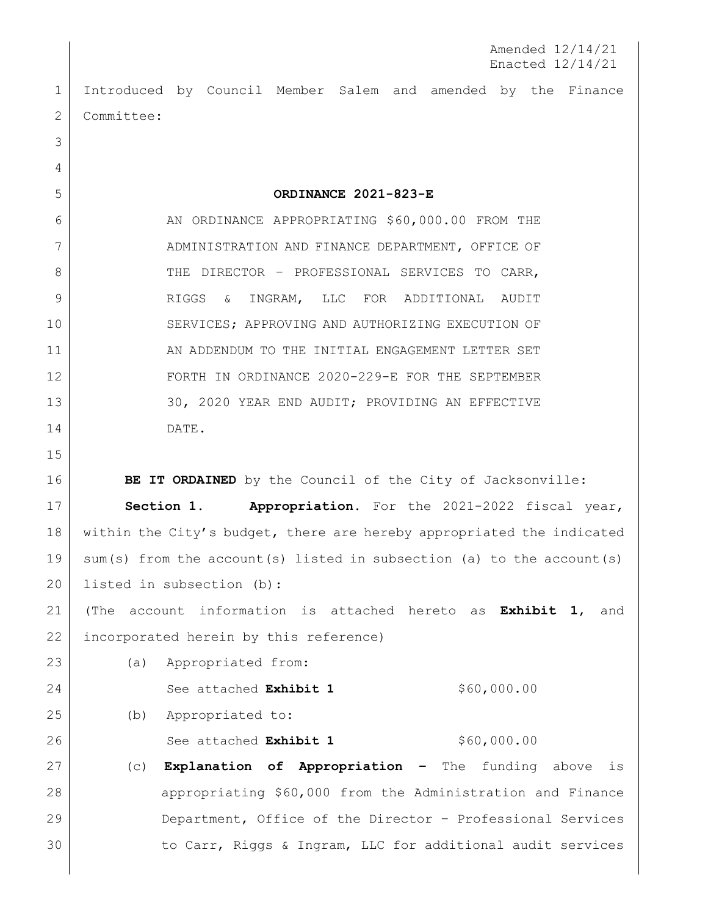Amended 12/14/21
Enacted 12/14/21

Introduced by Council Member Salem and amended by the Finance Committee:

**ORDINANCE 2021-823-E**

AN ORDINANCE APPROPRIATING $60,000.00 FROM THE ADMINISTRATION AND FINANCE DEPARTMENT, OFFICE OF THE DIRECTOR – PROFESSIONAL SERVICES TO CARR, RIGGS & INGRAM, LLC FOR ADDITIONAL AUDIT SERVICES; APPROVING AND AUTHORIZING EXECUTION OF AN ADDENDUM TO THE INITIAL ENGAGEMENT LETTER SET FORTH IN ORDINANCE 2020-229-E FOR THE SEPTEMBER 30, 2020 YEAR END AUDIT; PROVIDING AN EFFECTIVE DATE.

**BE IT ORDAINED** by the Council of the City of Jacksonville:

**Section 1. Appropriation.** For the 2021-2022 fiscal year, within the City's budget, there are hereby appropriated the indicated sum(s) from the account(s) listed in subsection (a) to the account(s) listed in subsection (b):

(The account information is attached hereto as **Exhibit 1**, and incorporated herein by this reference)

(a) Appropriated from:

See attached **Exhibit 1** $60,000.00

(b) Appropriated to:

See attached **Exhibit 1** $60,000.00

(c) **Explanation of Appropriation –** The funding above is appropriating $60,000 from the Administration and Finance Department, Office of the Director – Professional Services to Carr, Riggs & Ingram, LLC for additional audit services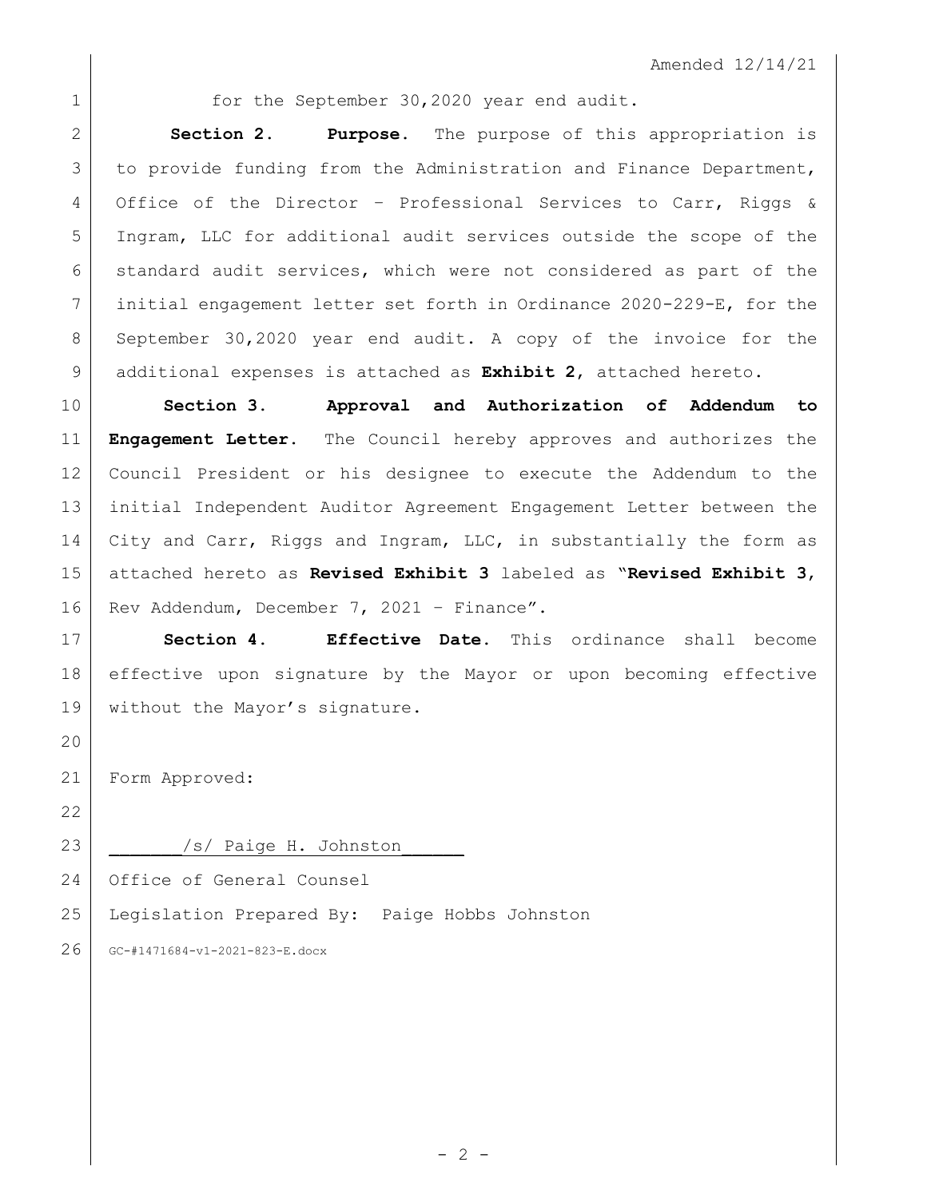Amended 12/14/21

for the September 30,2020 year end audit.

**Section 2. Purpose.** The purpose of this appropriation is to provide funding from the Administration and Finance Department, Office of the Director – Professional Services to Carr, Riggs & Ingram, LLC for additional audit services outside the scope of the standard audit services, which were not considered as part of the initial engagement letter set forth in Ordinance 2020-229-E, for the September 30,2020 year end audit. A copy of the invoice for the additional expenses is attached as **Exhibit 2**, attached hereto.

**Section 3. Approval and Authorization of Addendum to Engagement Letter.** The Council hereby approves and authorizes the Council President or his designee to execute the Addendum to the initial Independent Auditor Agreement Engagement Letter between the City and Carr, Riggs and Ingram, LLC, in substantially the form as attached hereto as **Revised Exhibit 3** labeled as "**Revised Exhibit 3**, Rev Addendum, December 7, 2021 – Finance".

**Section 4. Effective Date.** This ordinance shall become effective upon signature by the Mayor or upon becoming effective without the Mayor's signature.

Form Approved:

_______/s/ Paige H. Johnston_____

Office of General Counsel

Legislation Prepared By: Paige Hobbs Johnston

GC-#1471684-v1-2021-823-E.docx